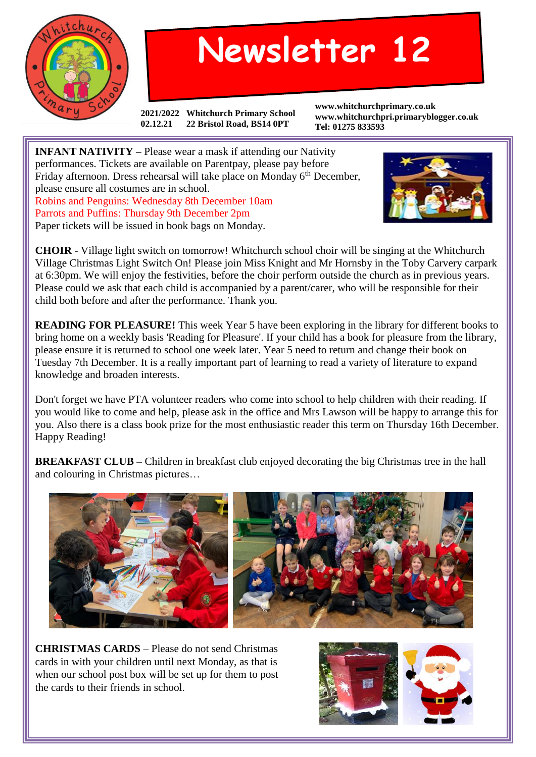# Newsletter 12

**2021/2022** **Whitchurch Primary School**
**02.12.21** **22 Bristol Road, BS14 0PT**

**www.whitchurchprimary.co.uk**
**www.whitchurchpri.primaryblogger.co.uk**
**Tel: 01275 833593**

**INFANT NATIVITY –** Please wear a mask if attending our Nativity performances. Tickets are available on Parentpay, please pay before Friday afternoon. Dress rehearsal will take place on Monday 6th December, please ensure all costumes are in school.
Robins and Penguins: Wednesday 8th December 10am
Parrots and Puffins: Thursday 9th December 2pm
Paper tickets will be issued in book bags on Monday.

**CHOIR** - Village light switch on tomorrow! Whitchurch school choir will be singing at the Whitchurch Village Christmas Light Switch On! Please join Miss Knight and Mr Hornsby in the Toby Carvery carpark at 6:30pm. We will enjoy the festivities, before the choir perform outside the church as in previous years. Please could we ask that each child is accompanied by a parent/carer, who will be responsible for their child both before and after the performance. Thank you.

**READING FOR PLEASURE!** This week Year 5 have been exploring in the library for different books to bring home on a weekly basis 'Reading for Pleasure'. If your child has a book for pleasure from the library, please ensure it is returned to school one week later. Year 5 need to return and change their book on Tuesday 7th December. It is a really important part of learning to read a variety of literature to expand knowledge and broaden interests.

Don't forget we have PTA volunteer readers who come into school to help children with their reading. If you would like to come and help, please ask in the office and Mrs Lawson will be happy to arrange this for you. Also there is a class book prize for the most enthusiastic reader this term on Thursday 16th December. Happy Reading!

**BREAKFAST CLUB –** Children in breakfast club enjoyed decorating the big Christmas tree in the hall and colouring in Christmas pictures…

**CHRISTMAS CARDS** – Please do not send Christmas cards in with your children until next Monday, as that is when our school post box will be set up for them to post the cards to their friends in school.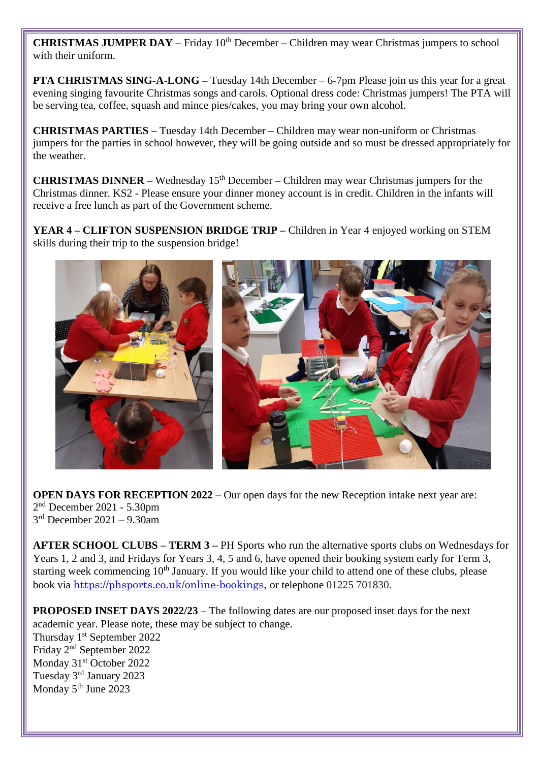**CHRISTMAS JUMPER DAY** – Friday 10th December – Children may wear Christmas jumpers to school with their uniform.

**PTA CHRISTMAS SING-A-LONG –** Tuesday 14th December – 6-7pm Please join us this year for a great evening singing favourite Christmas songs and carols. Optional dress code: Christmas jumpers! The PTA will be serving tea, coffee, squash and mince pies/cakes, you may bring your own alcohol.

**CHRISTMAS PARTIES –** Tuesday 14th December **–** Children may wear non-uniform or Christmas jumpers for the parties in school however, they will be going outside and so must be dressed appropriately for the weather.

**CHRISTMAS DINNER –** Wednesday 15th December **–** Children may wear Christmas jumpers for the Christmas dinner. KS2 - Please ensure your dinner money account is in credit. Children in the infants will receive a free lunch as part of the Government scheme.

**YEAR 4 – CLIFTON SUSPENSION BRIDGE TRIP –** Children in Year 4 enjoyed working on STEM skills during their trip to the suspension bridge!

**OPEN DAYS FOR RECEPTION 2022** – Our open days for the new Reception intake next year are:
2nd December 2021 - 5.30pm
3rd December 2021 – 9.30am

**AFTER SCHOOL CLUBS – TERM 3 –** PH Sports who run the alternative sports clubs on Wednesdays for Years 1, 2 and 3, and Fridays for Years 3, 4, 5 and 6, have opened their booking system early for Term 3, starting week commencing 10th January. If you would like your child to attend one of these clubs, please book via https://phsports.co.uk/online-bookings, or telephone 01225 701830.

**PROPOSED INSET DAYS 2022/23** – The following dates are our proposed inset days for the next academic year. Please note, these may be subject to change.
Thursday 1st September 2022
Friday 2nd September 2022
Monday 31st October 2022
Tuesday 3rd January 2023
Monday 5th June 2023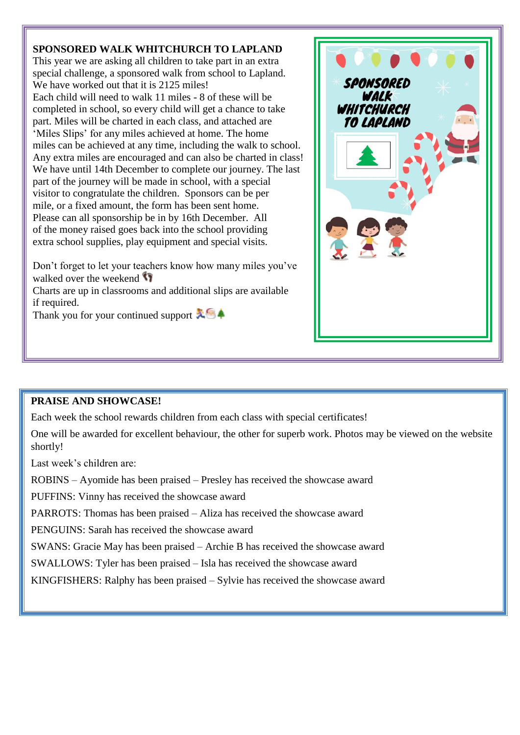**SPONSORED WALK WHITCHURCH TO LAPLAND**

This year we are asking all children to take part in an extra special challenge, a sponsored walk from school to Lapland. We have worked out that it is 2125 miles!

Each child will need to walk 11 miles - 8 of these will be completed in school, so every child will get a chance to take part. Miles will be charted in each class, and attached are 'Miles Slips' for any miles achieved at home. The home miles can be achieved at any time, including the walk to school. Any extra miles are encouraged and can also be charted in class! We have until 14th December to complete our journey. The last part of the journey will be made in school, with a special visitor to congratulate the children. Sponsors can be per mile, or a fixed amount, the form has been sent home. Please can all sponsorship be in by 16th December. All of the money raised goes back into the school providing extra school supplies, play equipment and special visits.

Don't forget to let your teachers know how many miles you've walked over the weekend 👣

Charts are up in classrooms and additional slips are available if required.

Thank you for your continued support 🏃🎅🌲

SPONSORED WALK WHITCHURCH TO LAPLAND

**PRAISE AND SHOWCASE!**

Each week the school rewards children from each class with special certificates!

One will be awarded for excellent behaviour, the other for superb work. Photos may be viewed on the website shortly!

Last week's children are:

ROBINS – Ayomide has been praised – Presley has received the showcase award

PUFFINS: Vinny has received the showcase award

PARROTS: Thomas has been praised – Aliza has received the showcase award

PENGUINS: Sarah has received the showcase award

SWANS: Gracie May has been praised – Archie B has received the showcase award

SWALLOWS: Tyler has been praised – Isla has received the showcase award

KINGFISHERS: Ralphy has been praised – Sylvie has received the showcase award